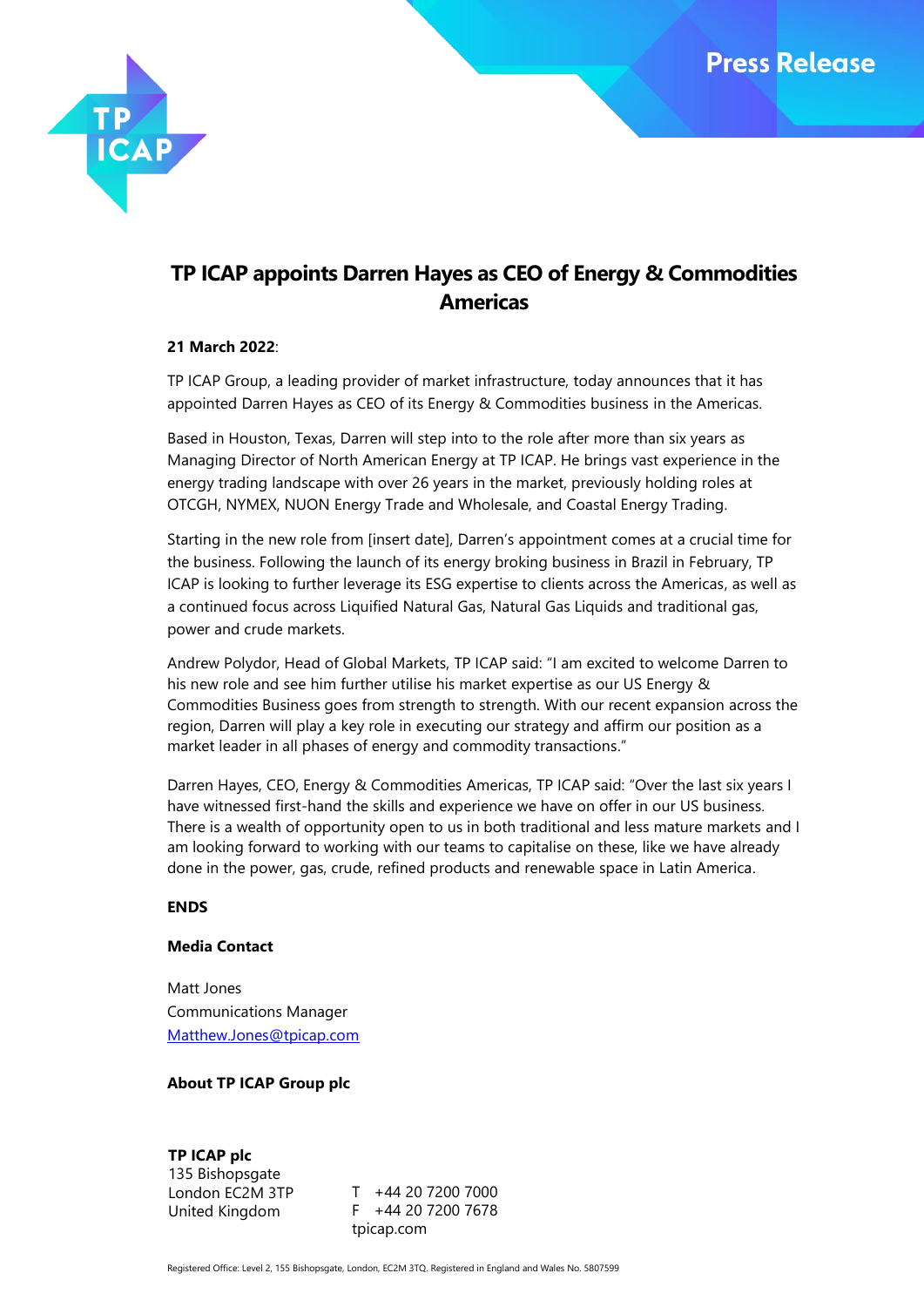Press Release

# TP ICAP appoints Darren Hayes as CEO of Energy & Commodities Americas

**21 March 2022**:

TP ICAP Group, a leading provider of market infrastructure, today announces that it has appointed Darren Hayes as CEO of its Energy & Commodities business in the Americas.

Based in Houston, Texas, Darren will step into to the role after more than six years as Managing Director of North American Energy at TP ICAP. He brings vast experience in the energy trading landscape with over 26 years in the market, previously holding roles at OTCGH, NYMEX, NUON Energy Trade and Wholesale, and Coastal Energy Trading.

Starting in the new role from [insert date], Darren's appointment comes at a crucial time for the business. Following the launch of its energy broking business in Brazil in February, TP ICAP is looking to further leverage its ESG expertise to clients across the Americas, as well as a continued focus across Liquified Natural Gas, Natural Gas Liquids and traditional gas, power and crude markets.

Andrew Polydor, Head of Global Markets, TP ICAP said: "I am excited to welcome Darren to his new role and see him further utilise his market expertise as our US Energy & Commodities Business goes from strength to strength. With our recent expansion across the region, Darren will play a key role in executing our strategy and affirm our position as a market leader in all phases of energy and commodity transactions."

Darren Hayes, CEO, Energy & Commodities Americas, TP ICAP said: "Over the last six years I have witnessed first-hand the skills and experience we have on offer in our US business. There is a wealth of opportunity open to us in both traditional and less mature markets and I am looking forward to working with our teams to capitalise on these, like we have already done in the power, gas, crude, refined products and renewable space in Latin America.

**ENDS**

**Media Contact**

Matt Jones
Communications Manager
Matthew.Jones@tpicap.com

**About TP ICAP Group plc**

**TP ICAP plc**
135 Bishopsgate
London EC2M 3TP
United Kingdom

T +44 20 7200 7000
F +44 20 7200 7678
tpicap.com

Registered Office: Level 2, 155 Bishopsgate, London, EC2M 3TQ. Registered in England and Wales No. 5807599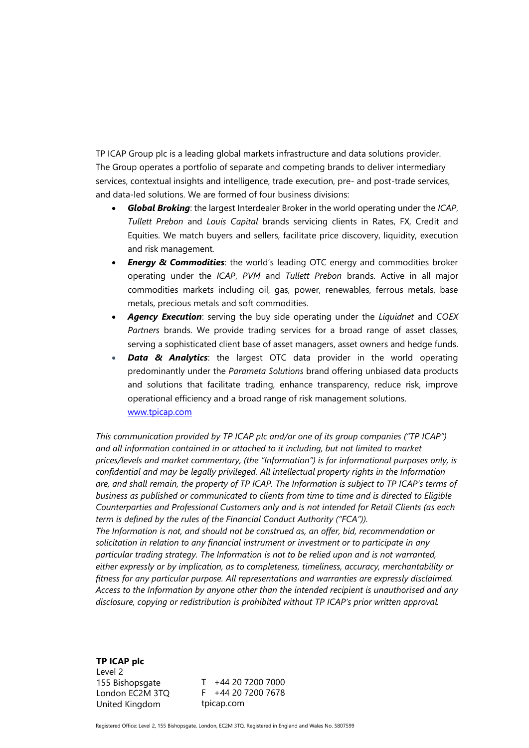TP ICAP Group plc is a leading global markets infrastructure and data solutions provider. The Group operates a portfolio of separate and competing brands to deliver intermediary services, contextual insights and intelligence, trade execution, pre- and post-trade services, and data-led solutions. We are formed of four business divisions:

- ***Global Broking***: the largest Interdealer Broker in the world operating under the *ICAP*, *Tullett Prebon* and *Louis Capital* brands servicing clients in Rates, FX, Credit and Equities. We match buyers and sellers, facilitate price discovery, liquidity, execution and risk management.
- ***Energy & Commodities***: the world's leading OTC energy and commodities broker operating under the *ICAP*, *PVM* and *Tullett Prebon* brands. Active in all major commodities markets including oil, gas, power, renewables, ferrous metals, base metals, precious metals and soft commodities.
- ***Agency Execution***: serving the buy side operating under the *Liquidnet* and *COEX Partners* brands. We provide trading services for a broad range of asset classes, serving a sophisticated client base of asset managers, asset owners and hedge funds.
- ***Data & Analytics***: the largest OTC data provider in the world operating predominantly under the *Parameta Solutions* brand offering unbiased data products and solutions that facilitate trading, enhance transparency, reduce risk, improve operational efficiency and a broad range of risk management solutions. [www.tpicap.com](http://www.tpicap.com)

*This communication provided by TP ICAP plc and/or one of its group companies ("TP ICAP") and all information contained in or attached to it including, but not limited to market prices/levels and market commentary, (the "Information") is for informational purposes only, is confidential and may be legally privileged. All intellectual property rights in the Information are, and shall remain, the property of TP ICAP. The Information is subject to TP ICAP's terms of business as published or communicated to clients from time to time and is directed to Eligible Counterparties and Professional Customers only and is not intended for Retail Clients (as each term is defined by the rules of the Financial Conduct Authority ("FCA")).*
*The Information is not, and should not be construed as, an offer, bid, recommendation or solicitation in relation to any financial instrument or investment or to participate in any particular trading strategy. The Information is not to be relied upon and is not warranted, either expressly or by implication, as to completeness, timeliness, accuracy, merchantability or fitness for any particular purpose. All representations and warranties are expressly disclaimed. Access to the Information by anyone other than the intended recipient is unauthorised and any disclosure, copying or redistribution is prohibited without TP ICAP's prior written approval.*

**TP ICAP plc**
Level 2
155 Bishopsgate
London EC2M 3TQ
United Kingdom

T +44 20 7200 7000
F +44 20 7200 7678
tpicap.com

Registered Office: Level 2, 155 Bishopsgate, London, EC2M 3TQ. Registered in England and Wales No. 5807599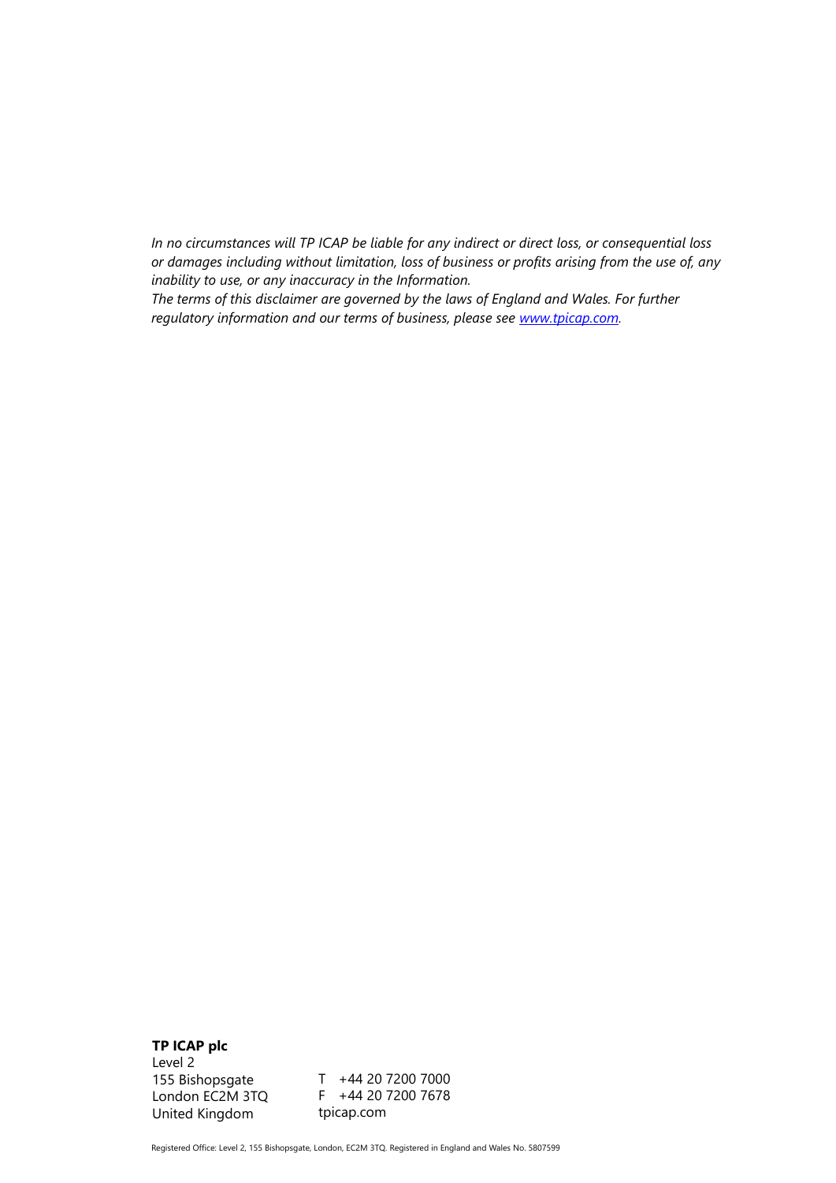*In no circumstances will TP ICAP be liable for any indirect or direct loss, or consequential loss or damages including without limitation, loss of business or profits arising from the use of, any inability to use, or any inaccuracy in the Information.*
*The terms of this disclaimer are governed by the laws of England and Wales. For further regulatory information and our terms of business, please see [www.tpicap.com](http://www.tpicap.com).*

**TP ICAP plc**
Level 2
155 Bishopsgate
London EC2M 3TQ
United Kingdom

T +44 20 7200 7000
F +44 20 7200 7678
tpicap.com

Registered Office: Level 2, 155 Bishopsgate, London, EC2M 3TQ. Registered in England and Wales No. 5807599